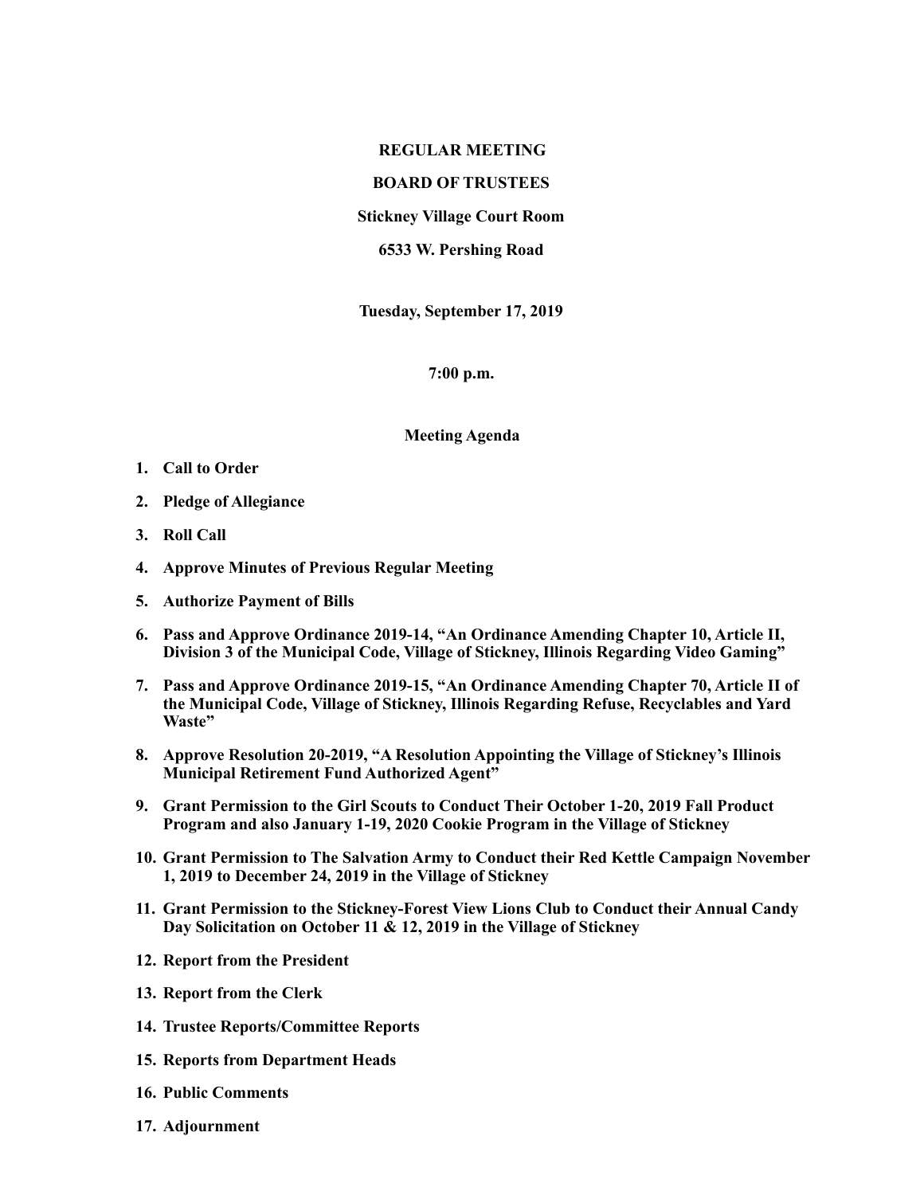**REGULAR MEETING**

**BOARD OF TRUSTEES**

**Stickney Village Court Room**

**6533 W. Pershing Road**

**Tuesday, September 17, 2019**

**7:00 p.m.**

**Meeting Agenda**

1. **Call to Order**
2. **Pledge of Allegiance**
3. **Roll Call**
4. **Approve Minutes of Previous Regular Meeting**
5. **Authorize Payment of Bills**
6. **Pass and Approve Ordinance 2019-14, "An Ordinance Amending Chapter 10, Article II, Division 3 of the Municipal Code, Village of Stickney, Illinois Regarding Video Gaming"**
7. **Pass and Approve Ordinance 2019-15, "An Ordinance Amending Chapter 70, Article II of the Municipal Code, Village of Stickney, Illinois Regarding Refuse, Recyclables and Yard Waste"**
8. **Approve Resolution 20-2019, "A Resolution Appointing the Village of Stickney's Illinois Municipal Retirement Fund Authorized Agent"**
9. **Grant Permission to the Girl Scouts to Conduct Their October 1-20, 2019 Fall Product Program and also January 1-19, 2020 Cookie Program in the Village of Stickney**
10. **Grant Permission to The Salvation Army to Conduct their Red Kettle Campaign November 1, 2019 to December 24, 2019 in the Village of Stickney**
11. **Grant Permission to the Stickney-Forest View Lions Club to Conduct their Annual Candy Day Solicitation on October 11 & 12, 2019 in the Village of Stickney**
12. **Report from the President**
13. **Report from the Clerk**
14. **Trustee Reports/Committee Reports**
15. **Reports from Department Heads**
16. **Public Comments**
17. **Adjournment**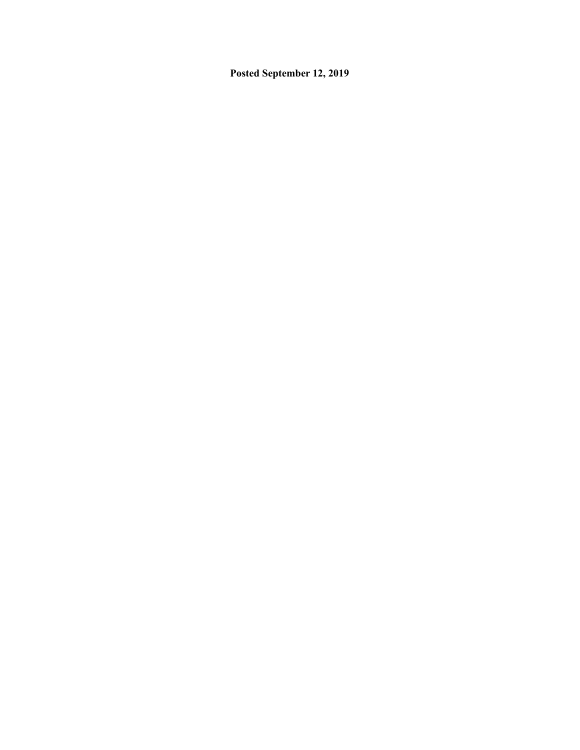**Posted September 12, 2019**